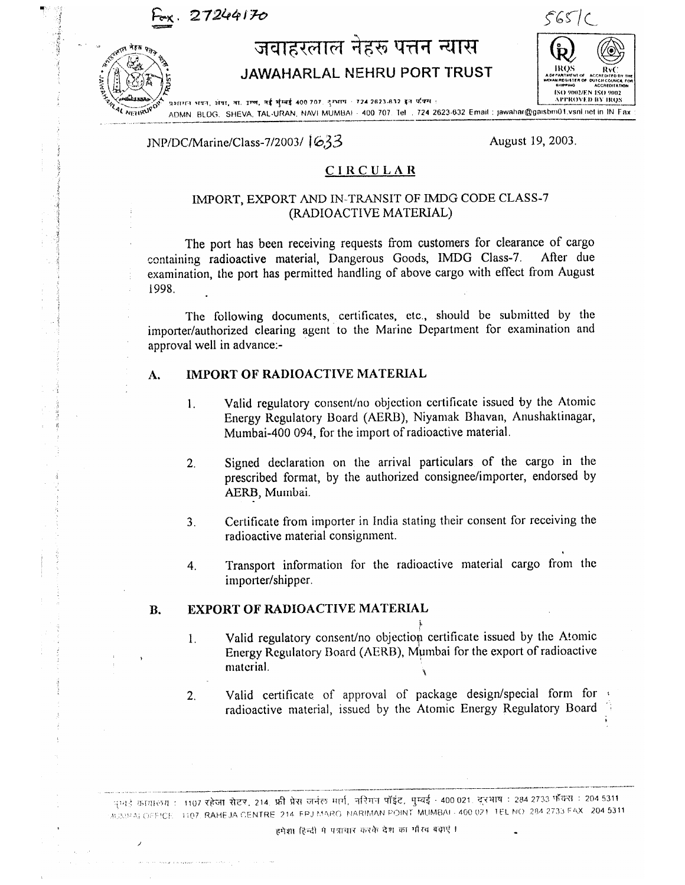Fax. 27244170

5651C

# जवाहरलाल नेहरू पत्तन न्यास

# JAWAHARLAL NEHRU PORT TRUST

IRQS — A DEPARTMENT OF INDIAN REGISTER OF SHIPPING; RvC — ACCREDITED BY THE DUTCH COUNCIL FOR ACCREDITATION; ISO 9002/EN ISO 9002 APPROVED BY IRQS

प्रशासन भवन, शेवा, ता. उरण, नई मुंबई 400 707. दूरभाष : 724 2623-632 ई-मेल फॅक्स :

ADMN. BLDG., SHEVA, TAL-URAN, NAVI MUMBAI - 400 707. Tel. : 724 2623-632 Email : jawahar@gaisbm01.vsnl.net.in IN Fax :

JNP/DC/Marine/Class-7/2003/ 1633

August 19, 2003.

## CIRCULAR

### IMPORT, EXPORT AND IN-TRANSIT OF IMDG CODE CLASS-7 (RADIOACTIVE MATERIAL)

The port has been receiving requests from customers for clearance of cargo containing radioactive material, Dangerous Goods, IMDG Class-7. After due examination, the port has permitted handling of above cargo with effect from August 1998.

The following documents, certificates, etc., should be submitted by the importer/authorized clearing agent to the Marine Department for examination and approval well in advance:-

### A. IMPORT OF RADIOACTIVE MATERIAL

1. Valid regulatory consent/no objection certificate issued by the Atomic Energy Regulatory Board (AERB), Niyamak Bhavan, Anushaktinagar, Mumbai-400 094, for the import of radioactive material.

2. Signed declaration on the arrival particulars of the cargo in the prescribed format, by the authorized consignee/importer, endorsed by AERB, Mumbai.

3. Certificate from importer in India stating their consent for receiving the radioactive material consignment.

4. Transport information for the radioactive material cargo from the importer/shipper.

### B. EXPORT OF RADIOACTIVE MATERIAL

1. Valid regulatory consent/no objection certificate issued by the Atomic Energy Regulatory Board (AERB), Mumbai for the export of radioactive material.

2. Valid certificate of approval of package design/special form for radioactive material, issued by the Atomic Energy Regulatory Board

मुंबई कार्यालय : 1107 रहेजा सेंटर, 214 फ्री प्रेस जर्नल मार्ग, नरिमन पॉइंट, मुम्बई - 400 021. दूरभाष : 284 2733 फॅक्स : 204 5311

MUMBAI OFFICE : 1107 RAHEJA CENTRE 214 FPJ MARG NARIMAN POINT MUMBAI - 400 021 TEL NO. 284 2733 FAX : 204 5311

हमेशा हिन्दी में पत्राचार करके देश का गौरव बढ़ाएं ।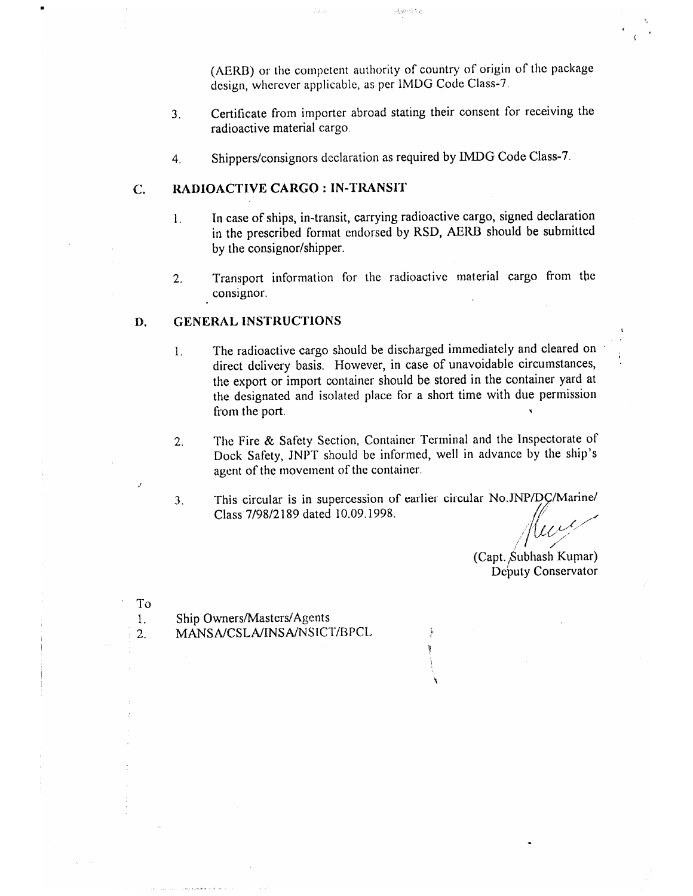(AERB) or the competent authority of country of origin of the package design, wherever applicable, as per IMDG Code Class-7.

3. Certificate from importer abroad stating their consent for receiving the radioactive material cargo.

4. Shippers/consignors declaration as required by IMDG Code Class-7.

## C. RADIOACTIVE CARGO : IN-TRANSIT

1. In case of ships, in-transit, carrying radioactive cargo, signed declaration in the prescribed format endorsed by RSD, AERB should be submitted by the consignor/shipper.

2. Transport information for the radioactive material cargo from the consignor.

## D. GENERAL INSTRUCTIONS

1. The radioactive cargo should be discharged immediately and cleared on direct delivery basis. However, in case of unavoidable circumstances, the export or import container should be stored in the container yard at the designated and isolated place for a short time with due permission from the port.

2. The Fire & Safety Section, Container Terminal and the Inspectorate of Dock Safety, JNPT should be informed, well in advance by the ship's agent of the movement of the container.

3. This circular is in supercession of earlier circular No.JNP/DC/Marine/Class 7/98/2189 dated 10.09.1998.

(Capt. Subhash Kumar)
Deputy Conservator

To

1. Ship Owners/Masters/Agents
2. MANSA/CSLA/INSA/NSICT/BPCL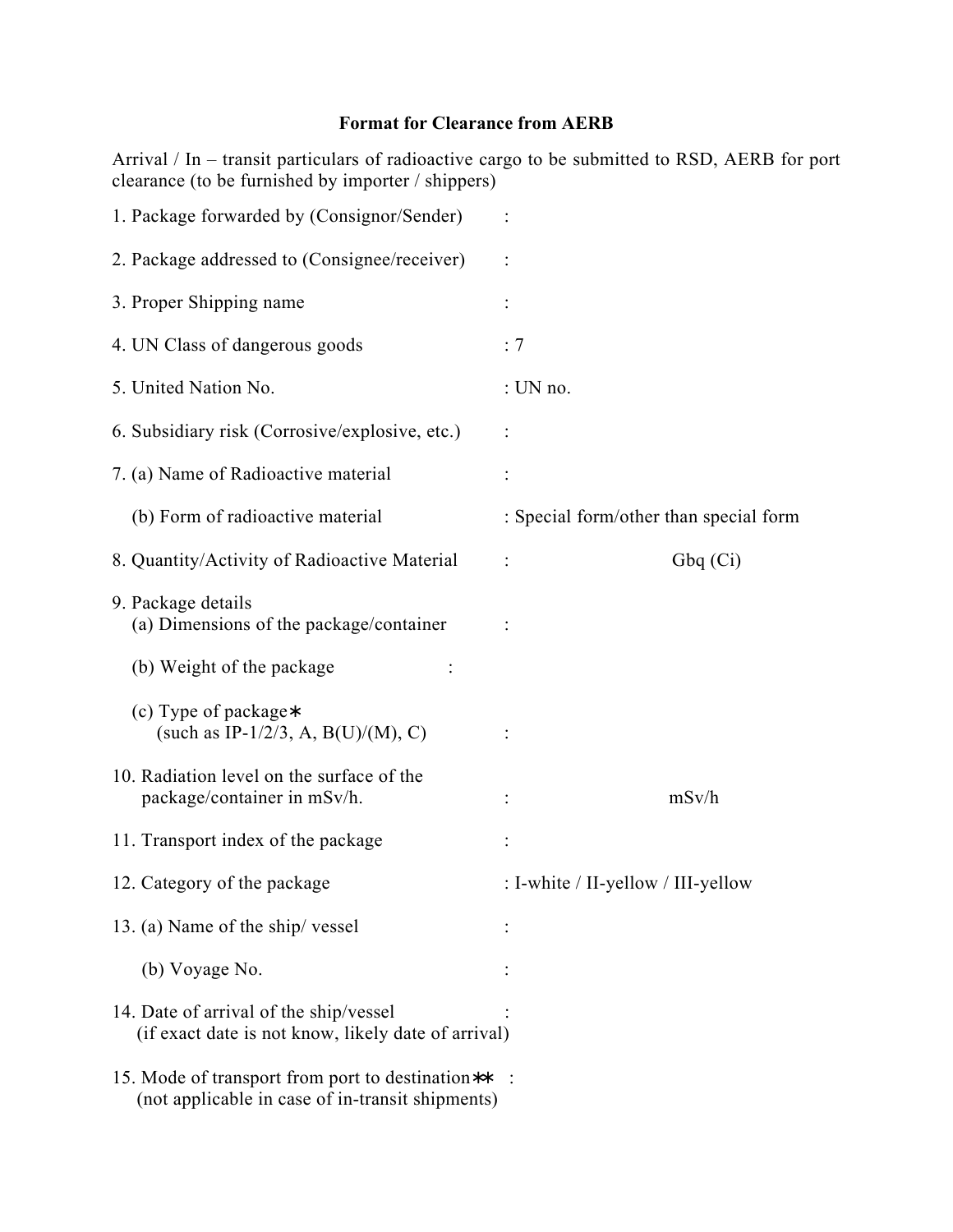**Format for Clearance from AERB**

Arrival / In – transit particulars of radioactive cargo to be submitted to RSD, AERB for port clearance (to be furnished by importer / shippers)

1. Package forwarded by (Consignor/Sender) :

2. Package addressed to (Consignee/receiver) :

3. Proper Shipping name :

4. UN Class of dangerous goods : 7

5. United Nation No. : UN no.

6. Subsidiary risk (Corrosive/explosive, etc.) :

7. (a) Name of Radioactive material :

   (b) Form of radioactive material : Special form/other than special form

8. Quantity/Activity of Radioactive Material : Gbq (Ci)

9. Package details
   (a) Dimensions of the package/container :

   (b) Weight of the package :

   (c) Type of package∗
      (such as IP-1/2/3, A, B(U)/(M), C) :

10. Radiation level on the surface of the package/container in mSv/h. : mSv/h

11. Transport index of the package :

12. Category of the package : I-white / II-yellow / III-yellow

13. (a) Name of the ship/ vessel :

    (b) Voyage No. :

14. Date of arrival of the ship/vessel :
    (if exact date is not know, likely date of arrival)

15. Mode of transport from port to destination∗∗ :
    (not applicable in case of in-transit shipments)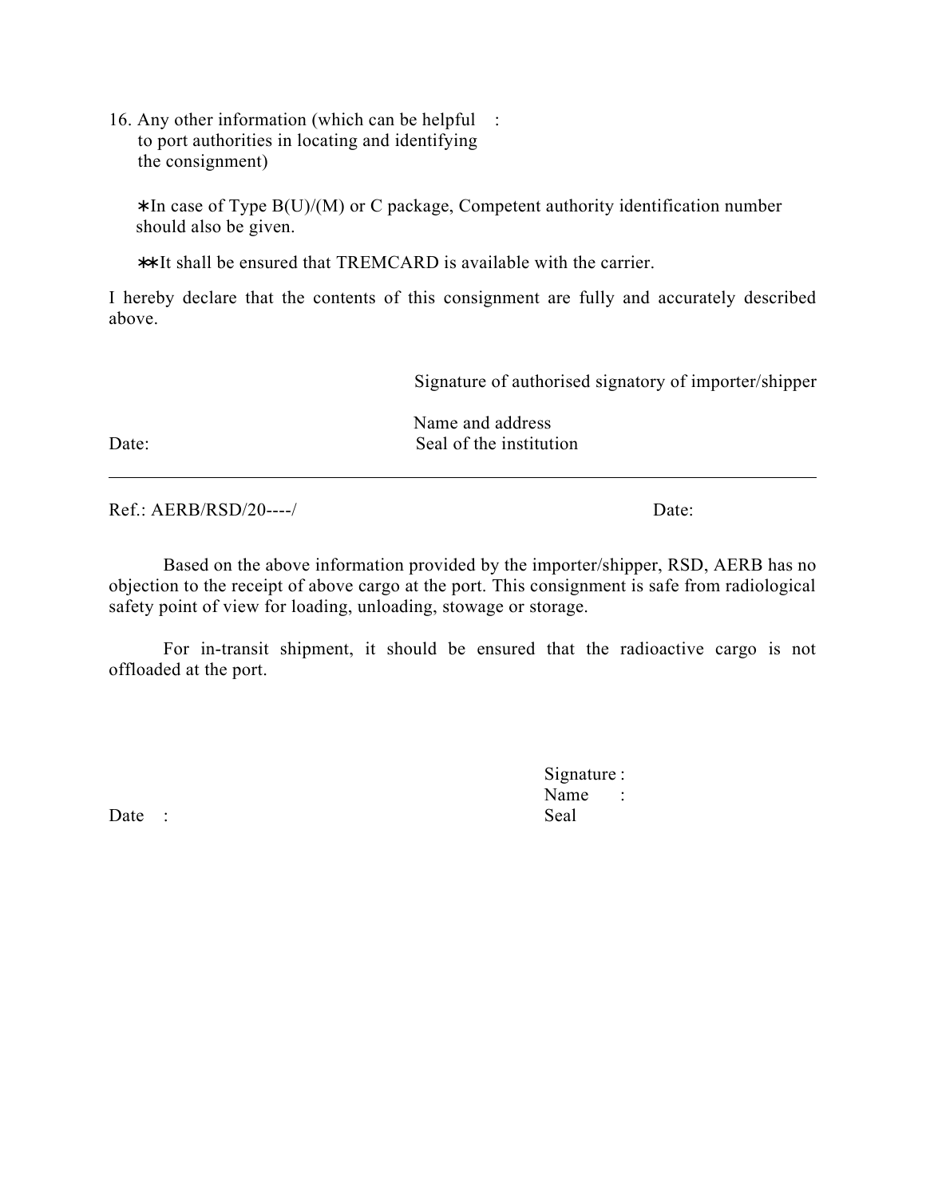16. Any other information (which can be helpful to port authorities in locating and identifying the consignment) :

∗In case of Type B(U)/(M) or C package, Competent authority identification number should also be given.

∗∗It shall be ensured that TREMCARD is available with the carrier.

I hereby declare that the contents of this consignment are fully and accurately described above.

Signature of authorised signatory of importer/shipper

Name and address

Date: Seal of the institution

---

Ref.: AERB/RSD/20----/ Date:

Based on the above information provided by the importer/shipper, RSD, AERB has no objection to the receipt of above cargo at the port. This consignment is safe from radiological safety point of view for loading, unloading, stowage or storage.

For in-transit shipment, it should be ensured that the radioactive cargo is not offloaded at the port.

Signature :

Name :

Date : Seal